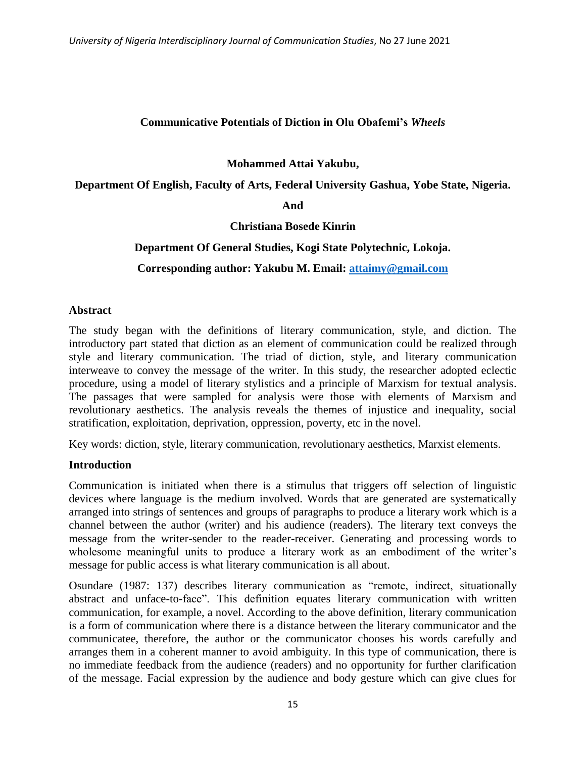# Communicative Potentials of Diction in Olu Obafemi's *Wheels*

**Mohammed Attai Yakubu,**

**Department Of English, Faculty of Arts, Federal University Gashua, Yobe State, Nigeria.**

**And**

**Christiana Bosede Kinrin**

**Department Of General Studies, Kogi State Polytechnic, Lokoja.**

**Corresponding author: Yakubu M. Email: attaimy@gmail.com**

## Abstract

The study began with the definitions of literary communication, style, and diction. The introductory part stated that diction as an element of communication could be realized through style and literary communication. The triad of diction, style, and literary communication interweave to convey the message of the writer. In this study, the researcher adopted eclectic procedure, using a model of literary stylistics and a principle of Marxism for textual analysis. The passages that were sampled for analysis were those with elements of Marxism and revolutionary aesthetics. The analysis reveals the themes of injustice and inequality, social stratification, exploitation, deprivation, oppression, poverty, etc in the novel.

Key words: diction, style, literary communication, revolutionary aesthetics, Marxist elements.

## Introduction

Communication is initiated when there is a stimulus that triggers off selection of linguistic devices where language is the medium involved. Words that are generated are systematically arranged into strings of sentences and groups of paragraphs to produce a literary work which is a channel between the author (writer) and his audience (readers). The literary text conveys the message from the writer-sender to the reader-receiver. Generating and processing words to wholesome meaningful units to produce a literary work as an embodiment of the writer's message for public access is what literary communication is all about.

Osundare (1987: 137) describes literary communication as "remote, indirect, situationally abstract and unface-to-face". This definition equates literary communication with written communication, for example, a novel. According to the above definition, literary communication is a form of communication where there is a distance between the literary communicator and the communicatee, therefore, the author or the communicator chooses his words carefully and arranges them in a coherent manner to avoid ambiguity. In this type of communication, there is no immediate feedback from the audience (readers) and no opportunity for further clarification of the message. Facial expression by the audience and body gesture which can give clues for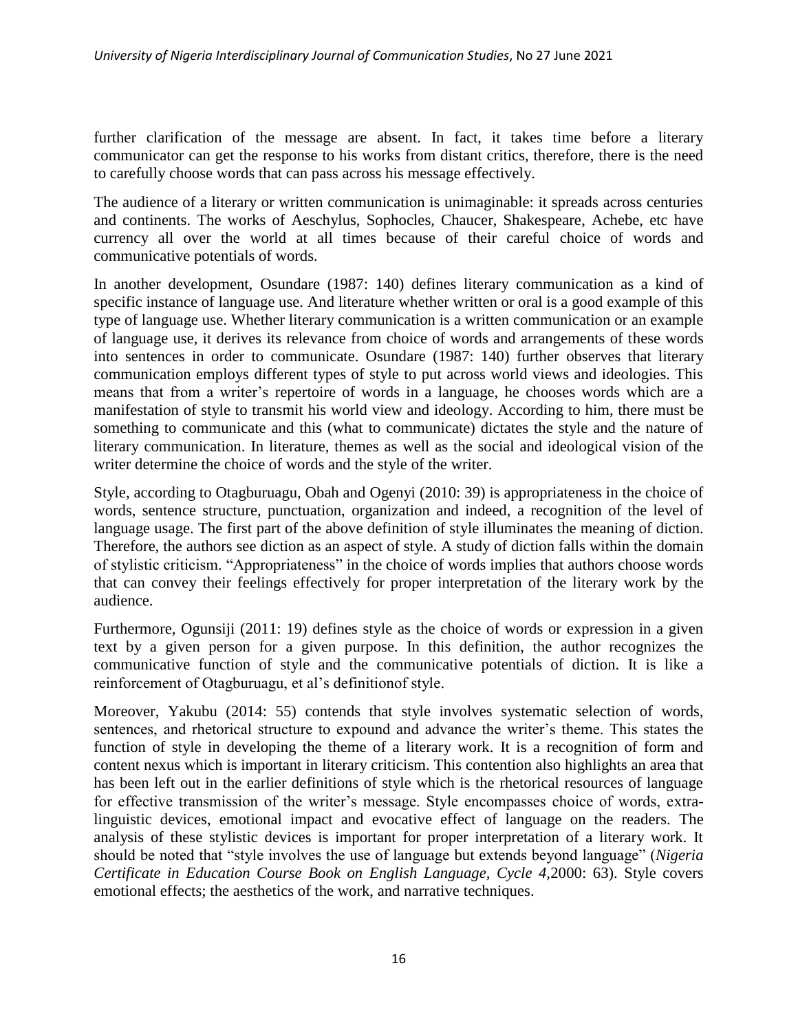further clarification of the message are absent. In fact, it takes time before a literary communicator can get the response to his works from distant critics, therefore, there is the need to carefully choose words that can pass across his message effectively.

The audience of a literary or written communication is unimaginable: it spreads across centuries and continents. The works of Aeschylus, Sophocles, Chaucer, Shakespeare, Achebe, etc have currency all over the world at all times because of their careful choice of words and communicative potentials of words.

In another development, Osundare (1987: 140) defines literary communication as a kind of specific instance of language use. And literature whether written or oral is a good example of this type of language use. Whether literary communication is a written communication or an example of language use, it derives its relevance from choice of words and arrangements of these words into sentences in order to communicate. Osundare (1987: 140) further observes that literary communication employs different types of style to put across world views and ideologies. This means that from a writer's repertoire of words in a language, he chooses words which are a manifestation of style to transmit his world view and ideology. According to him, there must be something to communicate and this (what to communicate) dictates the style and the nature of literary communication. In literature, themes as well as the social and ideological vision of the writer determine the choice of words and the style of the writer.

Style, according to Otagburuagu, Obah and Ogenyi (2010: 39) is appropriateness in the choice of words, sentence structure, punctuation, organization and indeed, a recognition of the level of language usage. The first part of the above definition of style illuminates the meaning of diction. Therefore, the authors see diction as an aspect of style. A study of diction falls within the domain of stylistic criticism. "Appropriateness" in the choice of words implies that authors choose words that can convey their feelings effectively for proper interpretation of the literary work by the audience.

Furthermore, Ogunsiji (2011: 19) defines style as the choice of words or expression in a given text by a given person for a given purpose. In this definition, the author recognizes the communicative function of style and the communicative potentials of diction. It is like a reinforcement of Otagburuagu, et al's definitionof style.

Moreover, Yakubu (2014: 55) contends that style involves systematic selection of words, sentences, and rhetorical structure to expound and advance the writer's theme. This states the function of style in developing the theme of a literary work. It is a recognition of form and content nexus which is important in literary criticism. This contention also highlights an area that has been left out in the earlier definitions of style which is the rhetorical resources of language for effective transmission of the writer's message. Style encompasses choice of words, extra-linguistic devices, emotional impact and evocative effect of language on the readers. The analysis of these stylistic devices is important for proper interpretation of a literary work. It should be noted that "style involves the use of language but extends beyond language" (*Nigeria Certificate in Education Course Book on English Language, Cycle 4,*2000: 63). Style covers emotional effects; the aesthetics of the work, and narrative techniques.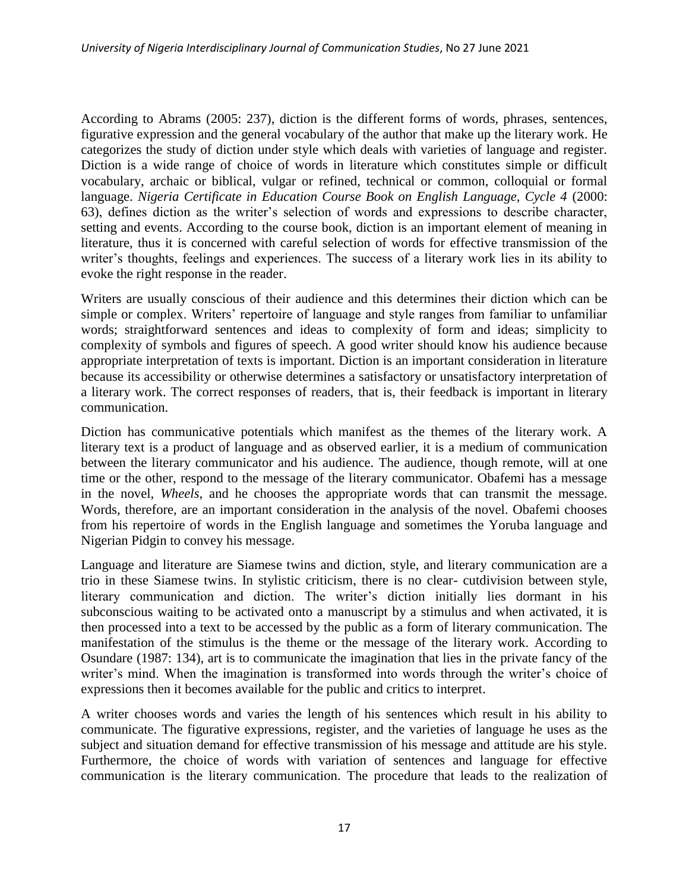According to Abrams (2005: 237), diction is the different forms of words, phrases, sentences, figurative expression and the general vocabulary of the author that make up the literary work. He categorizes the study of diction under style which deals with varieties of language and register. Diction is a wide range of choice of words in literature which constitutes simple or difficult vocabulary, archaic or biblical, vulgar or refined, technical or common, colloquial or formal language. *Nigeria Certificate in Education Course Book on English Language, Cycle 4* (2000: 63), defines diction as the writer's selection of words and expressions to describe character, setting and events. According to the course book, diction is an important element of meaning in literature, thus it is concerned with careful selection of words for effective transmission of the writer's thoughts, feelings and experiences. The success of a literary work lies in its ability to evoke the right response in the reader.

Writers are usually conscious of their audience and this determines their diction which can be simple or complex. Writers' repertoire of language and style ranges from familiar to unfamiliar words; straightforward sentences and ideas to complexity of form and ideas; simplicity to complexity of symbols and figures of speech. A good writer should know his audience because appropriate interpretation of texts is important. Diction is an important consideration in literature because its accessibility or otherwise determines a satisfactory or unsatisfactory interpretation of a literary work. The correct responses of readers, that is, their feedback is important in literary communication.

Diction has communicative potentials which manifest as the themes of the literary work. A literary text is a product of language and as observed earlier, it is a medium of communication between the literary communicator and his audience. The audience, though remote, will at one time or the other, respond to the message of the literary communicator. Obafemi has a message in the novel, *Wheels*, and he chooses the appropriate words that can transmit the message. Words, therefore, are an important consideration in the analysis of the novel. Obafemi chooses from his repertoire of words in the English language and sometimes the Yoruba language and Nigerian Pidgin to convey his message.

Language and literature are Siamese twins and diction, style, and literary communication are a trio in these Siamese twins. In stylistic criticism, there is no clear- cutdivision between style, literary communication and diction. The writer's diction initially lies dormant in his subconscious waiting to be activated onto a manuscript by a stimulus and when activated, it is then processed into a text to be accessed by the public as a form of literary communication. The manifestation of the stimulus is the theme or the message of the literary work. According to Osundare (1987: 134), art is to communicate the imagination that lies in the private fancy of the writer's mind. When the imagination is transformed into words through the writer's choice of expressions then it becomes available for the public and critics to interpret.

A writer chooses words and varies the length of his sentences which result in his ability to communicate. The figurative expressions, register, and the varieties of language he uses as the subject and situation demand for effective transmission of his message and attitude are his style. Furthermore, the choice of words with variation of sentences and language for effective communication is the literary communication. The procedure that leads to the realization of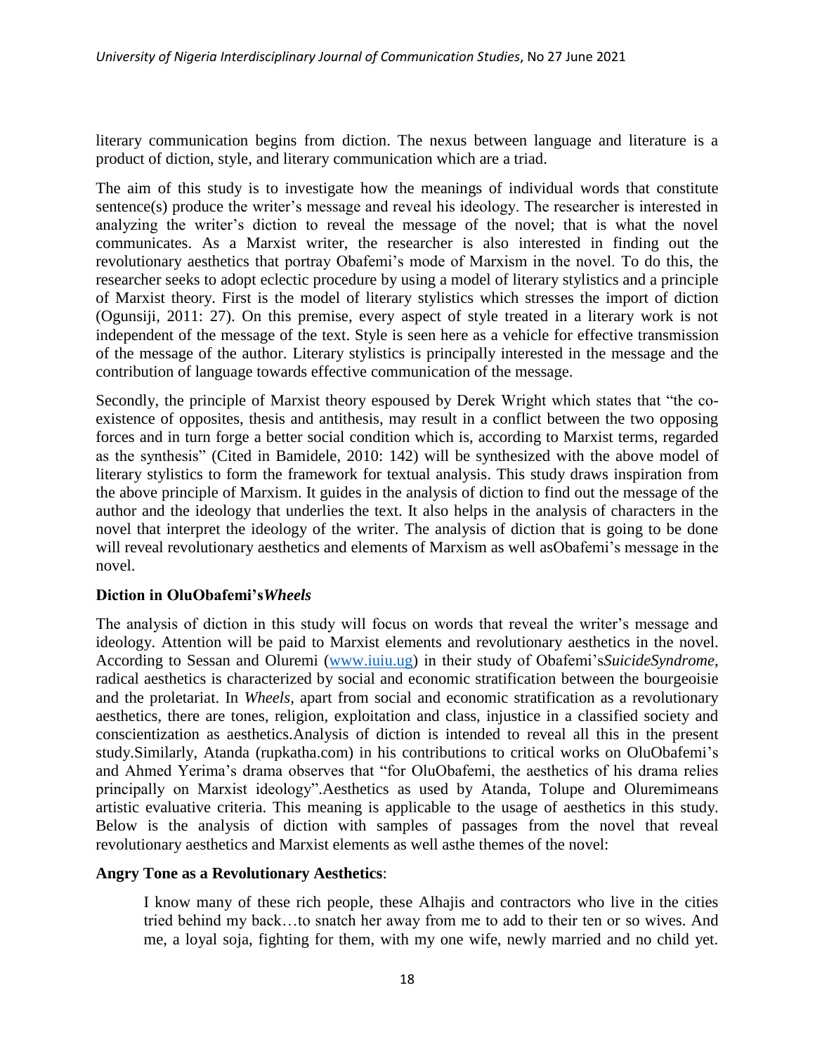literary communication begins from diction. The nexus between language and literature is a product of diction, style, and literary communication which are a triad.

The aim of this study is to investigate how the meanings of individual words that constitute sentence(s) produce the writer's message and reveal his ideology. The researcher is interested in analyzing the writer's diction to reveal the message of the novel; that is what the novel communicates. As a Marxist writer, the researcher is also interested in finding out the revolutionary aesthetics that portray Obafemi's mode of Marxism in the novel. To do this, the researcher seeks to adopt eclectic procedure by using a model of literary stylistics and a principle of Marxist theory. First is the model of literary stylistics which stresses the import of diction (Ogunsiji, 2011: 27). On this premise, every aspect of style treated in a literary work is not independent of the message of the text. Style is seen here as a vehicle for effective transmission of the message of the author. Literary stylistics is principally interested in the message and the contribution of language towards effective communication of the message.

Secondly, the principle of Marxist theory espoused by Derek Wright which states that "the co-existence of opposites, thesis and antithesis, may result in a conflict between the two opposing forces and in turn forge a better social condition which is, according to Marxist terms, regarded as the synthesis" (Cited in Bamidele, 2010: 142) will be synthesized with the above model of literary stylistics to form the framework for textual analysis. This study draws inspiration from the above principle of Marxism. It guides in the analysis of diction to find out the message of the author and the ideology that underlies the text. It also helps in the analysis of characters in the novel that interpret the ideology of the writer. The analysis of diction that is going to be done will reveal revolutionary aesthetics and elements of Marxism as well asObafemi's message in the novel.

### Diction in OluObafemi's*Wheels*

The analysis of diction in this study will focus on words that reveal the writer's message and ideology. Attention will be paid to Marxist elements and revolutionary aesthetics in the novel. According to Sessan and Oluremi (www.iuiu.ug) in their study of Obafemi's*SuicideSyndrome*, radical aesthetics is characterized by social and economic stratification between the bourgeoisie and the proletariat. In *Wheels*, apart from social and economic stratification as a revolutionary aesthetics, there are tones, religion, exploitation and class, injustice in a classified society and conscientization as aesthetics.Analysis of diction is intended to reveal all this in the present study.Similarly, Atanda (rupkatha.com) in his contributions to critical works on OluObafemi's and Ahmed Yerima's drama observes that "for OluObafemi, the aesthetics of his drama relies principally on Marxist ideology".Aesthetics as used by Atanda, Tolupe and Oluremimeans artistic evaluative criteria. This meaning is applicable to the usage of aesthetics in this study. Below is the analysis of diction with samples of passages from the novel that reveal revolutionary aesthetics and Marxist elements as well asthe themes of the novel:

**Angry Tone as a Revolutionary Aesthetics**:

> I know many of these rich people, these Alhajis and contractors who live in the cities tried behind my back…to snatch her away from me to add to their ten or so wives. And me, a loyal soja, fighting for them, with my one wife, newly married and no child yet.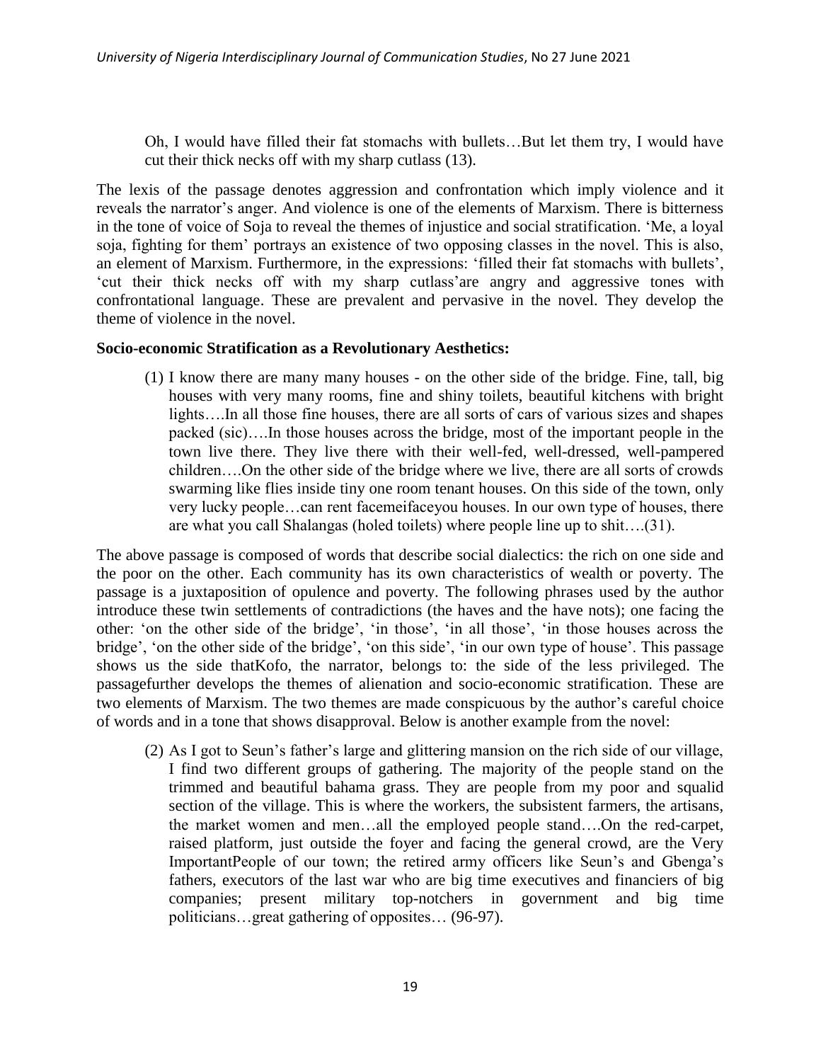> Oh, I would have filled their fat stomachs with bullets…But let them try, I would have cut their thick necks off with my sharp cutlass (13).

The lexis of the passage denotes aggression and confrontation which imply violence and it reveals the narrator's anger. And violence is one of the elements of Marxism. There is bitterness in the tone of voice of Soja to reveal the themes of injustice and social stratification. 'Me, a loyal soja, fighting for them' portrays an existence of two opposing classes in the novel. This is also, an element of Marxism. Furthermore, in the expressions: 'filled their fat stomachs with bullets', 'cut their thick necks off with my sharp cutlass'are angry and aggressive tones with confrontational language. These are prevalent and pervasive in the novel. They develop the theme of violence in the novel.

**Socio-economic Stratification as a Revolutionary Aesthetics:**

> (1) I know there are many many houses - on the other side of the bridge. Fine, tall, big houses with very many rooms, fine and shiny toilets, beautiful kitchens with bright lights….In all those fine houses, there are all sorts of cars of various sizes and shapes packed (sic)….In those houses across the bridge, most of the important people in the town live there. They live there with their well-fed, well-dressed, well-pampered children….On the other side of the bridge where we live, there are all sorts of crowds swarming like flies inside tiny one room tenant houses. On this side of the town, only very lucky people…can rent facemeifaceyou houses. In our own type of houses, there are what you call Shalangas (holed toilets) where people line up to shit….(31).

The above passage is composed of words that describe social dialectics: the rich on one side and the poor on the other. Each community has its own characteristics of wealth or poverty. The passage is a juxtaposition of opulence and poverty. The following phrases used by the author introduce these twin settlements of contradictions (the haves and the have nots); one facing the other: 'on the other side of the bridge', 'in those', 'in all those', 'in those houses across the bridge', 'on the other side of the bridge', 'on this side', 'in our own type of house'. This passage shows us the side thatKofo, the narrator, belongs to: the side of the less privileged. The passagefurther develops the themes of alienation and socio-economic stratification. These are two elements of Marxism. The two themes are made conspicuous by the author's careful choice of words and in a tone that shows disapproval. Below is another example from the novel:

> (2) As I got to Seun's father's large and glittering mansion on the rich side of our village, I find two different groups of gathering. The majority of the people stand on the trimmed and beautiful bahama grass. They are people from my poor and squalid section of the village. This is where the workers, the subsistent farmers, the artisans, the market women and men…all the employed people stand….On the red-carpet, raised platform, just outside the foyer and facing the general crowd, are the Very ImportantPeople of our town; the retired army officers like Seun's and Gbenga's fathers, executors of the last war who are big time executives and financiers of big companies; present military top-notchers in government and big time politicians…great gathering of opposites… (96-97).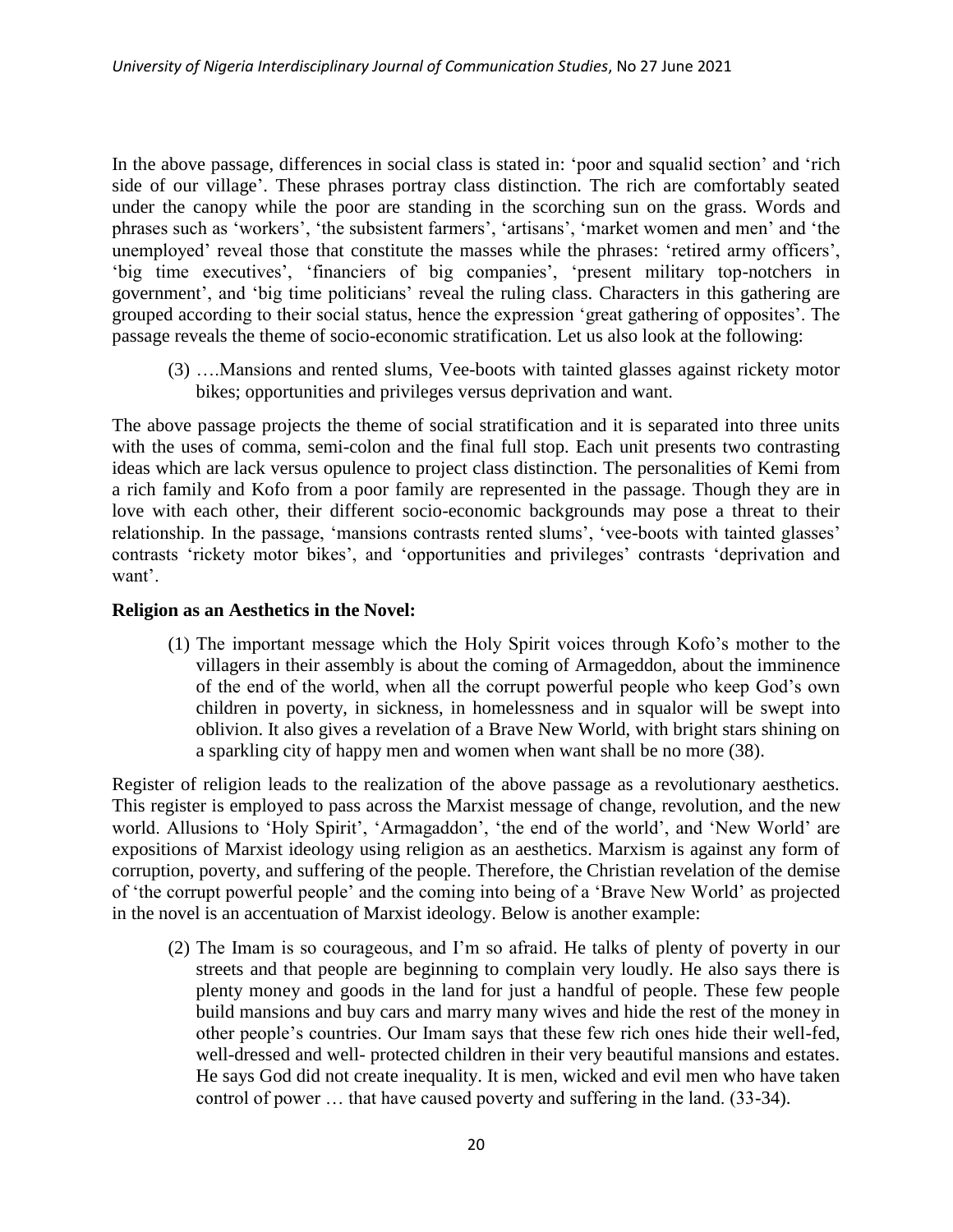In the above passage, differences in social class is stated in: 'poor and squalid section' and 'rich side of our village'. These phrases portray class distinction. The rich are comfortably seated under the canopy while the poor are standing in the scorching sun on the grass. Words and phrases such as 'workers', 'the subsistent farmers', 'artisans', 'market women and men' and 'the unemployed' reveal those that constitute the masses while the phrases: 'retired army officers', 'big time executives', 'financiers of big companies', 'present military top-notchers in government', and 'big time politicians' reveal the ruling class. Characters in this gathering are grouped according to their social status, hence the expression 'great gathering of opposites'. The passage reveals the theme of socio-economic stratification. Let us also look at the following:

> (3) ….Mansions and rented slums, Vee-boots with tainted glasses against rickety motor bikes; opportunities and privileges versus deprivation and want.

The above passage projects the theme of social stratification and it is separated into three units with the uses of comma, semi-colon and the final full stop. Each unit presents two contrasting ideas which are lack versus opulence to project class distinction. The personalities of Kemi from a rich family and Kofo from a poor family are represented in the passage. Though they are in love with each other, their different socio-economic backgrounds may pose a threat to their relationship. In the passage, 'mansions contrasts rented slums', 'vee-boots with tainted glasses' contrasts 'rickety motor bikes', and 'opportunities and privileges' contrasts 'deprivation and want'.

**Religion as an Aesthetics in the Novel:**

> (1) The important message which the Holy Spirit voices through Kofo's mother to the villagers in their assembly is about the coming of Armageddon, about the imminence of the end of the world, when all the corrupt powerful people who keep God's own children in poverty, in sickness, in homelessness and in squalor will be swept into oblivion. It also gives a revelation of a Brave New World, with bright stars shining on a sparkling city of happy men and women when want shall be no more (38).

Register of religion leads to the realization of the above passage as a revolutionary aesthetics. This register is employed to pass across the Marxist message of change, revolution, and the new world. Allusions to 'Holy Spirit', 'Armagaddon', 'the end of the world', and 'New World' are expositions of Marxist ideology using religion as an aesthetics. Marxism is against any form of corruption, poverty, and suffering of the people. Therefore, the Christian revelation of the demise of 'the corrupt powerful people' and the coming into being of a 'Brave New World' as projected in the novel is an accentuation of Marxist ideology. Below is another example:

> (2) The Imam is so courageous, and I'm so afraid. He talks of plenty of poverty in our streets and that people are beginning to complain very loudly. He also says there is plenty money and goods in the land for just a handful of people. These few people build mansions and buy cars and marry many wives and hide the rest of the money in other people's countries. Our Imam says that these few rich ones hide their well-fed, well-dressed and well- protected children in their very beautiful mansions and estates. He says God did not create inequality. It is men, wicked and evil men who have taken control of power … that have caused poverty and suffering in the land. (33-34).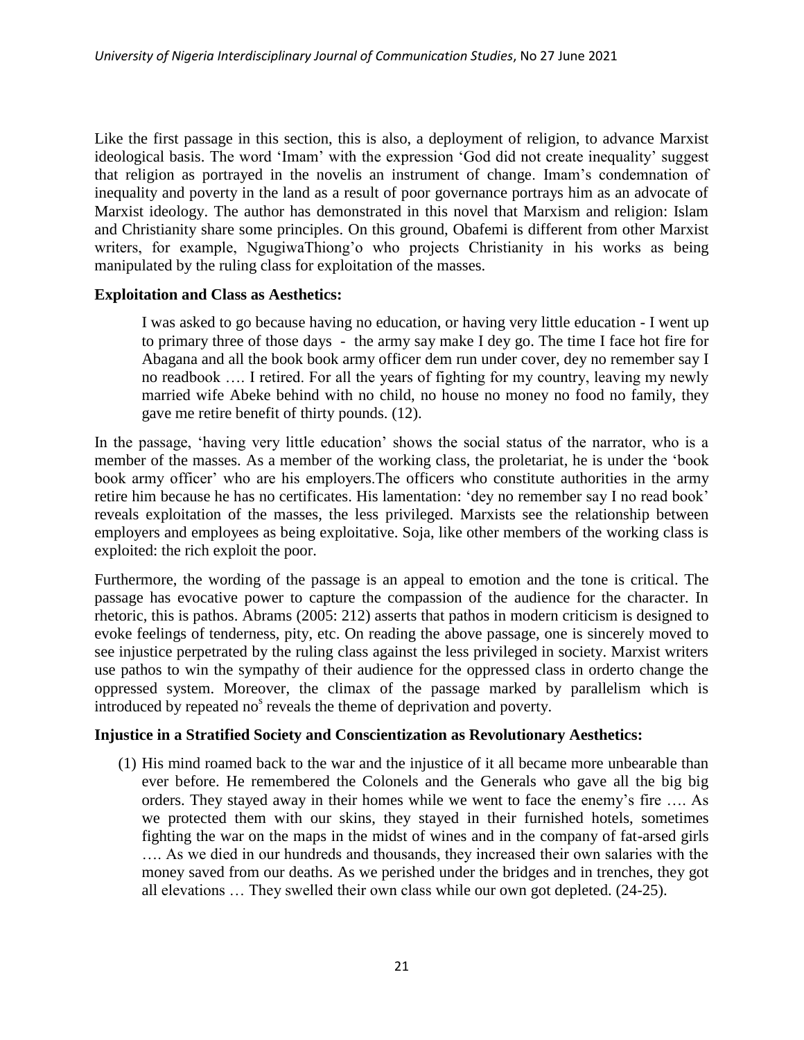Like the first passage in this section, this is also, a deployment of religion, to advance Marxist ideological basis. The word 'Imam' with the expression 'God did not create inequality' suggest that religion as portrayed in the novelis an instrument of change. Imam's condemnation of inequality and poverty in the land as a result of poor governance portrays him as an advocate of Marxist ideology. The author has demonstrated in this novel that Marxism and religion: Islam and Christianity share some principles. On this ground, Obafemi is different from other Marxist writers, for example, NgugiwaThiong'o who projects Christianity in his works as being manipulated by the ruling class for exploitation of the masses.

**Exploitation and Class as Aesthetics:**

> I was asked to go because having no education, or having very little education - I went up to primary three of those days - the army say make I dey go. The time I face hot fire for Abagana and all the book book army officer dem run under cover, dey no remember say I no readbook …. I retired. For all the years of fighting for my country, leaving my newly married wife Abeke behind with no child, no house no money no food no family, they gave me retire benefit of thirty pounds. (12).

In the passage, 'having very little education' shows the social status of the narrator, who is a member of the masses. As a member of the working class, the proletariat, he is under the 'book book army officer' who are his employers.The officers who constitute authorities in the army retire him because he has no certificates. His lamentation: 'dey no remember say I no read book' reveals exploitation of the masses, the less privileged. Marxists see the relationship between employers and employees as being exploitative. Soja, like other members of the working class is exploited: the rich exploit the poor.

Furthermore, the wording of the passage is an appeal to emotion and the tone is critical. The passage has evocative power to capture the compassion of the audience for the character. In rhetoric, this is pathos. Abrams (2005: 212) asserts that pathos in modern criticism is designed to evoke feelings of tenderness, pity, etc. On reading the above passage, one is sincerely moved to see injustice perpetrated by the ruling class against the less privileged in society. Marxist writers use pathos to win the sympathy of their audience for the oppressed class in orderto change the oppressed system. Moreover, the climax of the passage marked by parallelism which is introduced by repeated no's reveals the theme of deprivation and poverty.

**Injustice in a Stratified Society and Conscientization as Revolutionary Aesthetics:**

> (1) His mind roamed back to the war and the injustice of it all became more unbearable than ever before. He remembered the Colonels and the Generals who gave all the big big orders. They stayed away in their homes while we went to face the enemy's fire …. As we protected them with our skins, they stayed in their furnished hotels, sometimes fighting the war on the maps in the midst of wines and in the company of fat-arsed girls …. As we died in our hundreds and thousands, they increased their own salaries with the money saved from our deaths. As we perished under the bridges and in trenches, they got all elevations … They swelled their own class while our own got depleted. (24-25).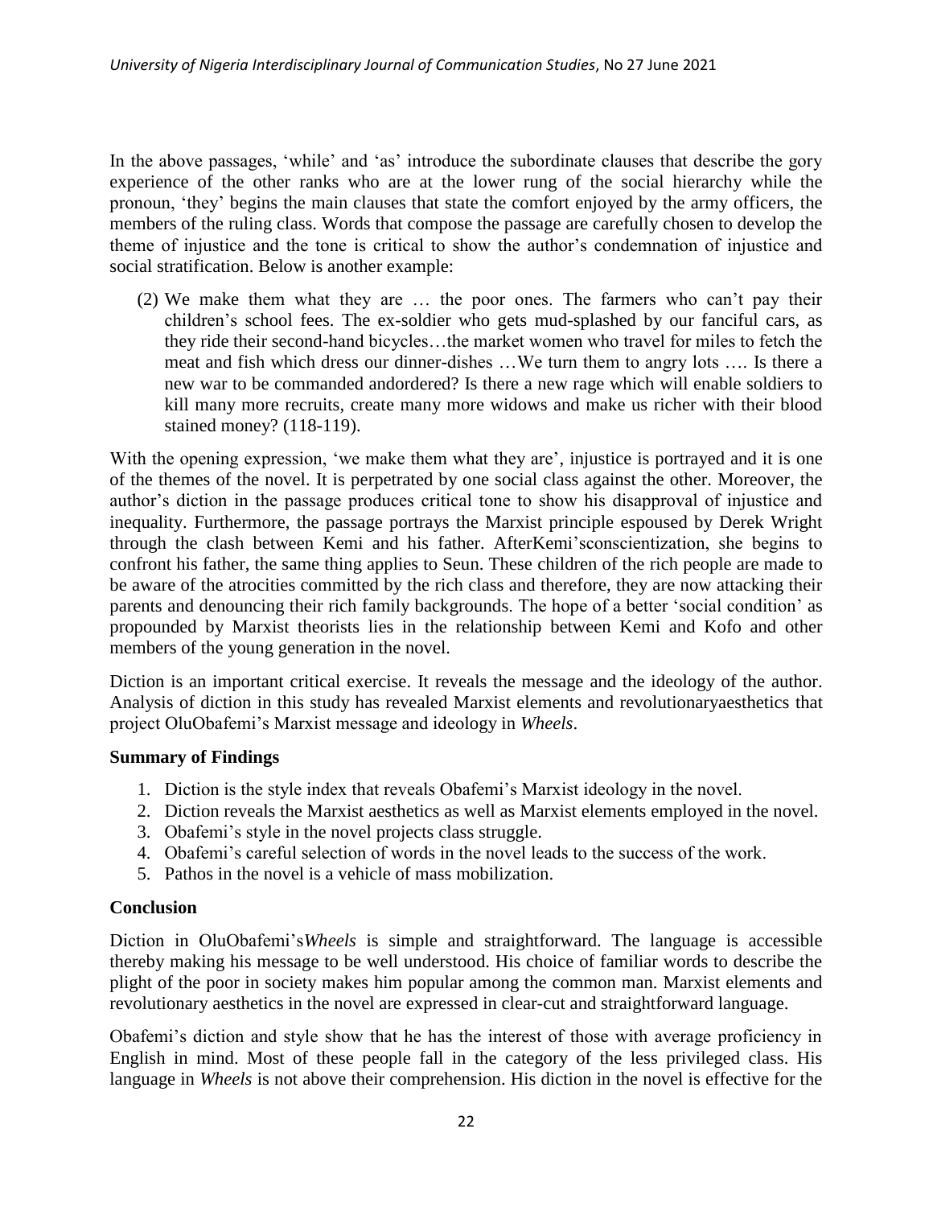In the above passages, 'while' and 'as' introduce the subordinate clauses that describe the gory experience of the other ranks who are at the lower rung of the social hierarchy while the pronoun, 'they' begins the main clauses that state the comfort enjoyed by the army officers, the members of the ruling class. Words that compose the passage are carefully chosen to develop the theme of injustice and the tone is critical to show the author's condemnation of injustice and social stratification. Below is another example:

(2) We make them what they are … the poor ones. The farmers who can't pay their children's school fees. The ex-soldier who gets mud-splashed by our fanciful cars, as they ride their second-hand bicycles…the market women who travel for miles to fetch the meat and fish which dress our dinner-dishes …We turn them to angry lots …. Is there a new war to be commanded andordered? Is there a new rage which will enable soldiers to kill many more recruits, create many more widows and make us richer with their blood stained money? (118-119).

With the opening expression, 'we make them what they are', injustice is portrayed and it is one of the themes of the novel. It is perpetrated by one social class against the other. Moreover, the author's diction in the passage produces critical tone to show his disapproval of injustice and inequality. Furthermore, the passage portrays the Marxist principle espoused by Derek Wright through the clash between Kemi and his father. AfterKemi'sconscientization, she begins to confront his father, the same thing applies to Seun. These children of the rich people are made to be aware of the atrocities committed by the rich class and therefore, they are now attacking their parents and denouncing their rich family backgrounds. The hope of a better 'social condition' as propounded by Marxist theorists lies in the relationship between Kemi and Kofo and other members of the young generation in the novel.

Diction is an important critical exercise. It reveals the message and the ideology of the author. Analysis of diction in this study has revealed Marxist elements and revolutionaryaesthetics that project OluObafemi's Marxist message and ideology in *Wheels*.

### Summary of Findings

1. Diction is the style index that reveals Obafemi's Marxist ideology in the novel.
2. Diction reveals the Marxist aesthetics as well as Marxist elements employed in the novel.
3. Obafemi's style in the novel projects class struggle.
4. Obafemi's careful selection of words in the novel leads to the success of the work.
5. Pathos in the novel is a vehicle of mass mobilization.

### Conclusion

Diction in OluObafemi's*Wheels* is simple and straightforward. The language is accessible thereby making his message to be well understood. His choice of familiar words to describe the plight of the poor in society makes him popular among the common man. Marxist elements and revolutionary aesthetics in the novel are expressed in clear-cut and straightforward language.

Obafemi's diction and style show that he has the interest of those with average proficiency in English in mind. Most of these people fall in the category of the less privileged class. His language in *Wheels* is not above their comprehension. His diction in the novel is effective for the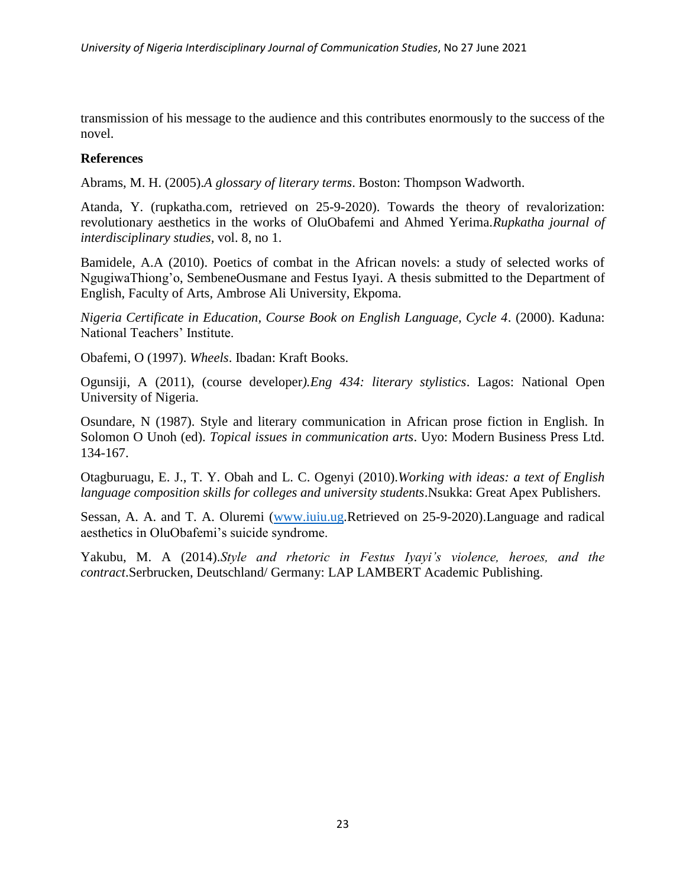transmission of his message to the audience and this contributes enormously to the success of the novel.

**References**

Abrams, M. H. (2005).*A glossary of literary terms*. Boston: Thompson Wadworth.

Atanda, Y. (rupkatha.com, retrieved on 25-9-2020). Towards the theory of revalorization: revolutionary aesthetics in the works of OluObafemi and Ahmed Yerima.*Rupkatha journal of interdisciplinary studies*, vol. 8, no 1.

Bamidele, A.A (2010). Poetics of combat in the African novels: a study of selected works of NgugiwaThiong'o, SembeneOusmane and Festus Iyayi. A thesis submitted to the Department of English, Faculty of Arts, Ambrose Ali University, Ekpoma.

*Nigeria Certificate in Education, Course Book on English Language, Cycle 4*. (2000). Kaduna: National Teachers' Institute.

Obafemi, O (1997). *Wheels*. Ibadan: Kraft Books.

Ogunsiji, A (2011), (course developer*).Eng 434: literary stylistics*. Lagos: National Open University of Nigeria.

Osundare, N (1987). Style and literary communication in African prose fiction in English. In Solomon O Unoh (ed). *Topical issues in communication arts*. Uyo: Modern Business Press Ltd. 134-167.

Otagburuagu, E. J., T. Y. Obah and L. C. Ogenyi (2010).*Working with ideas: a text of English language composition skills for colleges and university students*.Nsukka: Great Apex Publishers.

Sessan, A. A. and T. A. Oluremi (www.iuiu.ug.Retrieved on 25-9-2020).Language and radical aesthetics in OluObafemi's suicide syndrome.

Yakubu, M. A (2014).*Style and rhetoric in Festus Iyayi's violence, heroes, and the contract*.Serbrucken, Deutschland/ Germany: LAP LAMBERT Academic Publishing.